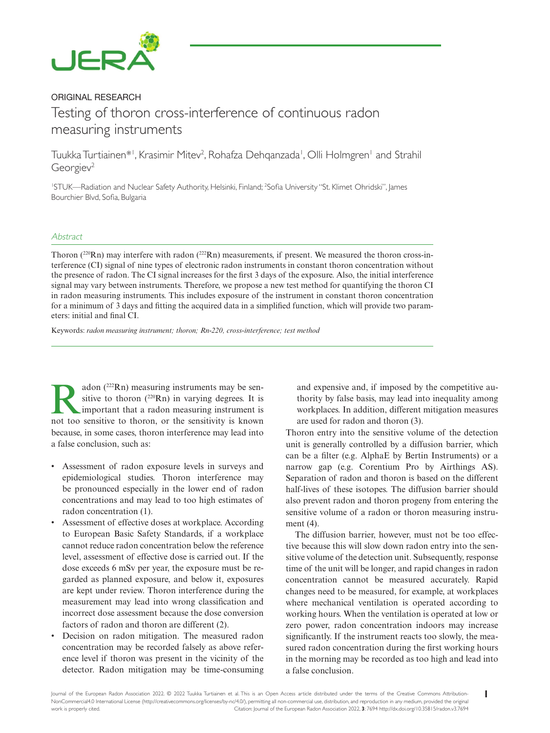ORIGINAL RESEARCH

# Testing of thoron cross-interference of continuous radon measuring instruments

Tuukka Turtiainen*[1], Krasimir Mitev[2], Rohafza Dehqanzada[1], Olli Holmgren[1] and Strahil Georgiev[2]

[1]STUK—Radiation and Nuclear Safety Authority, Helsinki, Finland; [2]Sofia University "St. Klimet Ohridski", James Bourchier Blvd, Sofia, Bulgaria

## *Abstract*

Thoron ($^{220}$Rn) may interfere with radon ($^{222}$Rn) measurements, if present. We measured the thoron cross-interference (CI) signal of nine types of electronic radon instruments in constant thoron concentration without the presence of radon. The CI signal increases for the first 3 days of the exposure. Also, the initial interference signal may vary between instruments. Therefore, we propose a new test method for quantifying the thoron CI in radon measuring instruments. This includes exposure of the instrument in constant thoron concentration for a minimum of 3 days and fitting the acquired data in a simplified function, which will provide two parameters: initial and final CI.

Keywords: *radon measuring instrument; thoron; Rn-220, cross-interference; test method*

Radon ($^{222}$Rn) measuring instruments may be sensitive to thoron ($^{220}$Rn) in varying degrees. It is important that a radon measuring instrument is not too sensitive to thoron, or the sensitivity is known because, in some cases, thoron interference may lead into a false conclusion, such as:

- Assessment of radon exposure levels in surveys and epidemiological studies. Thoron interference may be pronounced especially in the lower end of radon concentrations and may lead to too high estimates of radon concentration (1).
- Assessment of effective doses at workplace. According to European Basic Safety Standards, if a workplace cannot reduce radon concentration below the reference level, assessment of effective dose is carried out. If the dose exceeds 6 mSv per year, the exposure must be regarded as planned exposure, and below it, exposures are kept under review. Thoron interference during the measurement may lead into wrong classification and incorrect dose assessment because the dose conversion factors of radon and thoron are different (2).
- Decision on radon mitigation. The measured radon concentration may be recorded falsely as above reference level if thoron was present in the vicinity of the detector. Radon mitigation may be time-consuming and expensive and, if imposed by the competitive authority by false basis, may lead into inequality among workplaces. In addition, different mitigation measures are used for radon and thoron (3).

Thoron entry into the sensitive volume of the detection unit is generally controlled by a diffusion barrier, which can be a filter (e.g. AlphaE by Bertin Instruments) or a narrow gap (e.g. Corentium Pro by Airthings AS). Separation of radon and thoron is based on the different half-lives of these isotopes. The diffusion barrier should also prevent radon and thoron progeny from entering the sensitive volume of a radon or thoron measuring instrument (4).

The diffusion barrier, however, must not be too effective because this will slow down radon entry into the sensitive volume of the detection unit. Subsequently, response time of the unit will be longer, and rapid changes in radon concentration cannot be measured accurately. Rapid changes need to be measured, for example, at workplaces where mechanical ventilation is operated according to working hours. When the ventilation is operated at low or zero power, radon concentration indoors may increase significantly. If the instrument reacts too slowly, the measured radon concentration during the first working hours in the morning may be recorded as too high and lead into a false conclusion.

Journal of the European Radon Association 2022. © 2022 Tuukka Turtiainen et al. This is an Open Access article distributed under the terms of the Creative Commons Attribution-NonCommercial4.0 International License (http://creativecommons.org/licenses/by-nc/4.0/), permitting all non-commercial use, distribution, and reproduction in any medium, provided the original work is properly cited. Citation: Journal of the European Radon Association 2022, **3**: 7694 http://dx.doi.org/10.35815/radon.v3.7694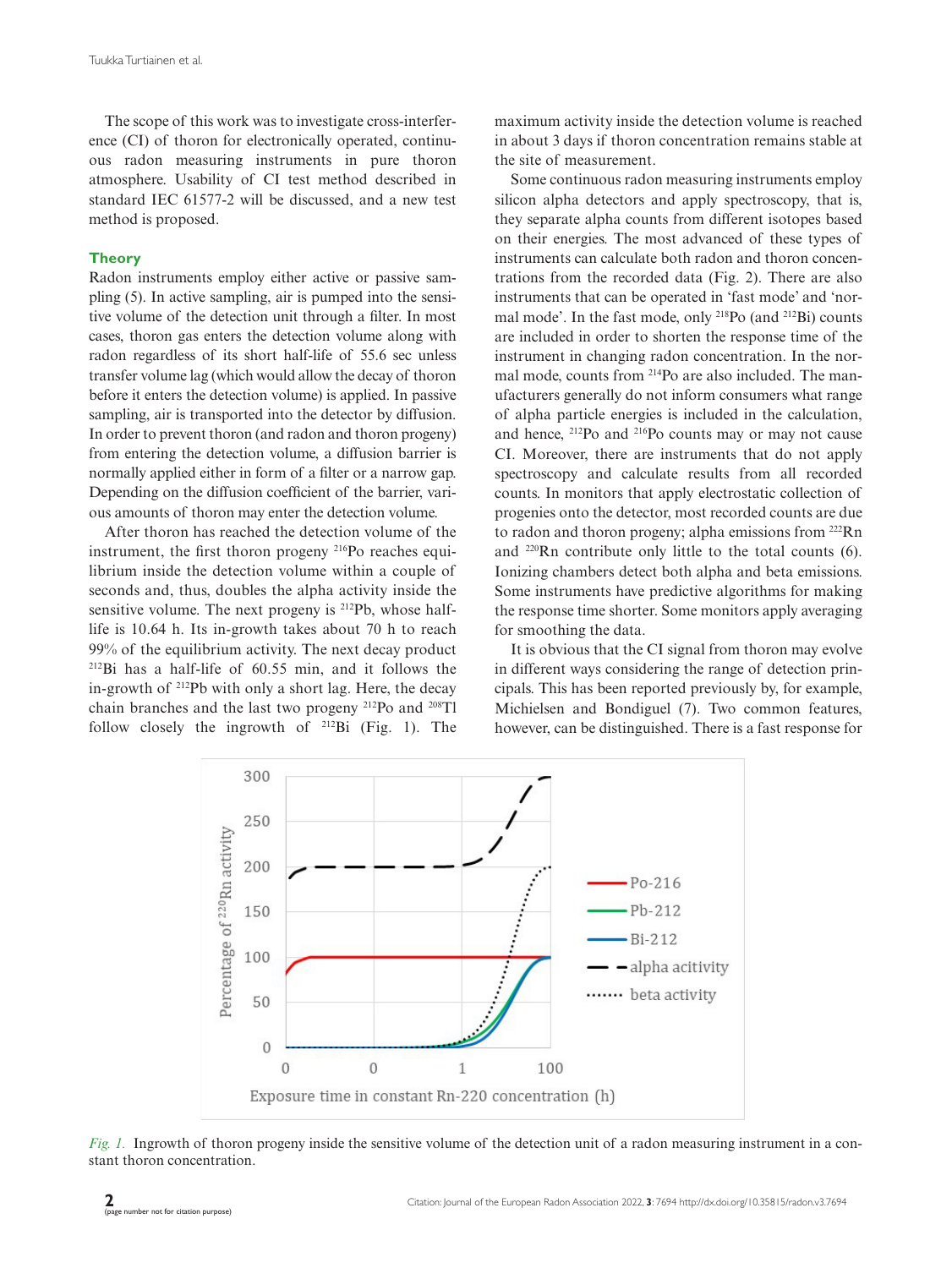The scope of this work was to investigate cross-interference (CI) of thoron for electronically operated, continuous radon measuring instruments in pure thoron atmosphere. Usability of CI test method described in standard IEC 61577-2 will be discussed, and a new test method is proposed.

## Theory

Radon instruments employ either active or passive sampling (5). In active sampling, air is pumped into the sensitive volume of the detection unit through a filter. In most cases, thoron gas enters the detection volume along with radon regardless of its short half-life of 55.6 sec unless transfer volume lag (which would allow the decay of thoron before it enters the detection volume) is applied. In passive sampling, air is transported into the detector by diffusion. In order to prevent thoron (and radon and thoron progeny) from entering the detection volume, a diffusion barrier is normally applied either in form of a filter or a narrow gap. Depending on the diffusion coefficient of the barrier, various amounts of thoron may enter the detection volume.

After thoron has reached the detection volume of the instrument, the first thoron progeny $^{216}$Po reaches equilibrium inside the detection volume within a couple of seconds and, thus, doubles the alpha activity inside the sensitive volume. The next progeny is $^{212}$Pb, whose half-life is 10.64 h. Its in-growth takes about 70 h to reach 99% of the equilibrium activity. The next decay product $^{212}$Bi has a half-life of 60.55 min, and it follows the in-growth of $^{212}$Pb with only a short lag. Here, the decay chain branches and the last two progeny $^{212}$Po and $^{208}$Tl follow closely the ingrowth of $^{212}$Bi (Fig. 1). The maximum activity inside the detection volume is reached in about 3 days if thoron concentration remains stable at the site of measurement.

Some continuous radon measuring instruments employ silicon alpha detectors and apply spectroscopy, that is, they separate alpha counts from different isotopes based on their energies. The most advanced of these types of instruments can calculate both radon and thoron concentrations from the recorded data (Fig. 2). There are also instruments that can be operated in 'fast mode' and 'normal mode'. In the fast mode, only $^{218}$Po (and $^{212}$Bi) counts are included in order to shorten the response time of the instrument in changing radon concentration. In the normal mode, counts from $^{214}$Po are also included. The manufacturers generally do not inform consumers what range of alpha particle energies is included in the calculation, and hence, $^{212}$Po and $^{216}$Po counts may or may not cause CI. Moreover, there are instruments that do not apply spectroscopy and calculate results from all recorded counts. In monitors that apply electrostatic collection of progenies onto the detector, most recorded counts are due to radon and thoron progeny; alpha emissions from $^{222}$Rn and $^{220}$Rn contribute only little to the total counts (6). Ionizing chambers detect both alpha and beta emissions. Some instruments have predictive algorithms for making the response time shorter. Some monitors apply averaging for smoothing the data.

It is obvious that the CI signal from thoron may evolve in different ways considering the range of detection principals. This has been reported previously by, for example, Michielsen and Bondiguel (7). Two common features, however, can be distinguished. There is a fast response for

*Fig. 1.* Ingrowth of thoron progeny inside the sensitive volume of the detection unit of a radon measuring instrument in a constant thoron concentration.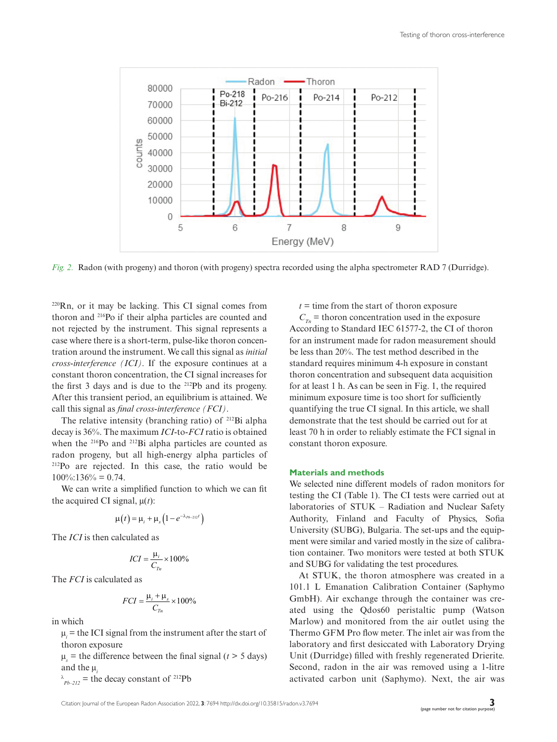Fig. 2. Radon (with progeny) and thoron (with progeny) spectra recorded using the alpha spectrometer RAD 7 (Durridge).

$^{220}$Rn, or it may be lacking. This CI signal comes from thoron and $^{216}$Po if their alpha particles are counted and not rejected by the instrument. This signal represents a case where there is a short-term, pulse-like thoron concentration around the instrument. We call this signal as *initial cross-interference (ICI)*. If the exposure continues at a constant thoron concentration, the CI signal increases for the first 3 days and is due to the $^{212}$Pb and its progeny. After this transient period, an equilibrium is attained. We call this signal as *final cross-interference (FCI)*.

The relative intensity (branching ratio) of $^{212}$Bi alpha decay is 36%. The maximum *ICI*-to-*FCI* ratio is obtained when the $^{216}$Po and $^{212}$Bi alpha particles are counted as radon progeny, but all high-energy alpha particles of $^{212}$Po are rejected. In this case, the ratio would be 100%:136% = 0.74.

We can write a simplified function to which we can fit the acquired CI signal, $\mu(t)$:

$$\mu(t) = \mu_i + \mu_s\left(1 - e^{-\lambda_{Pb\text{-}212}t}\right)$$

The *ICI* is then calculated as

$$ICI = \frac{\mu_i}{C_{Tn}} \times 100\%$$

The *FCI* is calculated as

$$FCI = \frac{\mu_i + \mu_s}{C_{Tn}} \times 100\%$$

in which

$\mu_i$ = the ICI signal from the instrument after the start of thoron exposure

$\mu_s$ = the difference between the final signal ($t$ > 5 days) and the $\mu_i$

$\lambda_{Pb\text{-}212}$ = the decay constant of $^{212}$Pb

$t$ = time from the start of thoron exposure

$C_{Tn}$ = thoron concentration used in the exposure

According to Standard IEC 61577-2, the CI of thoron for an instrument made for radon measurement should be less than 20%. The test method described in the standard requires minimum 4-h exposure in constant thoron concentration and subsequent data acquisition for at least 1 h. As can be seen in Fig. 1, the required minimum exposure time is too short for sufficiently quantifying the true CI signal. In this article, we shall demonstrate that the test should be carried out for at least 70 h in order to reliably estimate the FCI signal in constant thoron exposure.

## Materials and methods

We selected nine different models of radon monitors for testing the CI (Table 1). The CI tests were carried out at laboratories of STUK – Radiation and Nuclear Safety Authority, Finland and Faculty of Physics, Sofia University (SUBG), Bulgaria. The set-ups and the equipment were similar and varied mostly in the size of calibration container. Two monitors were tested at both STUK and SUBG for validating the test procedures.

At STUK, the thoron atmosphere was created in a 101.1 L Emanation Calibration Container (Saphymo GmbH). Air exchange through the container was created using the Qdos60 peristaltic pump (Watson Marlow) and monitored from the air outlet using the Thermo GFM Pro flow meter. The inlet air was from the laboratory and first desiccated with Laboratory Drying Unit (Durridge) filled with freshly regenerated Drierite. Second, radon in the air was removed using a 1-litre activated carbon unit (Saphymo). Next, the air was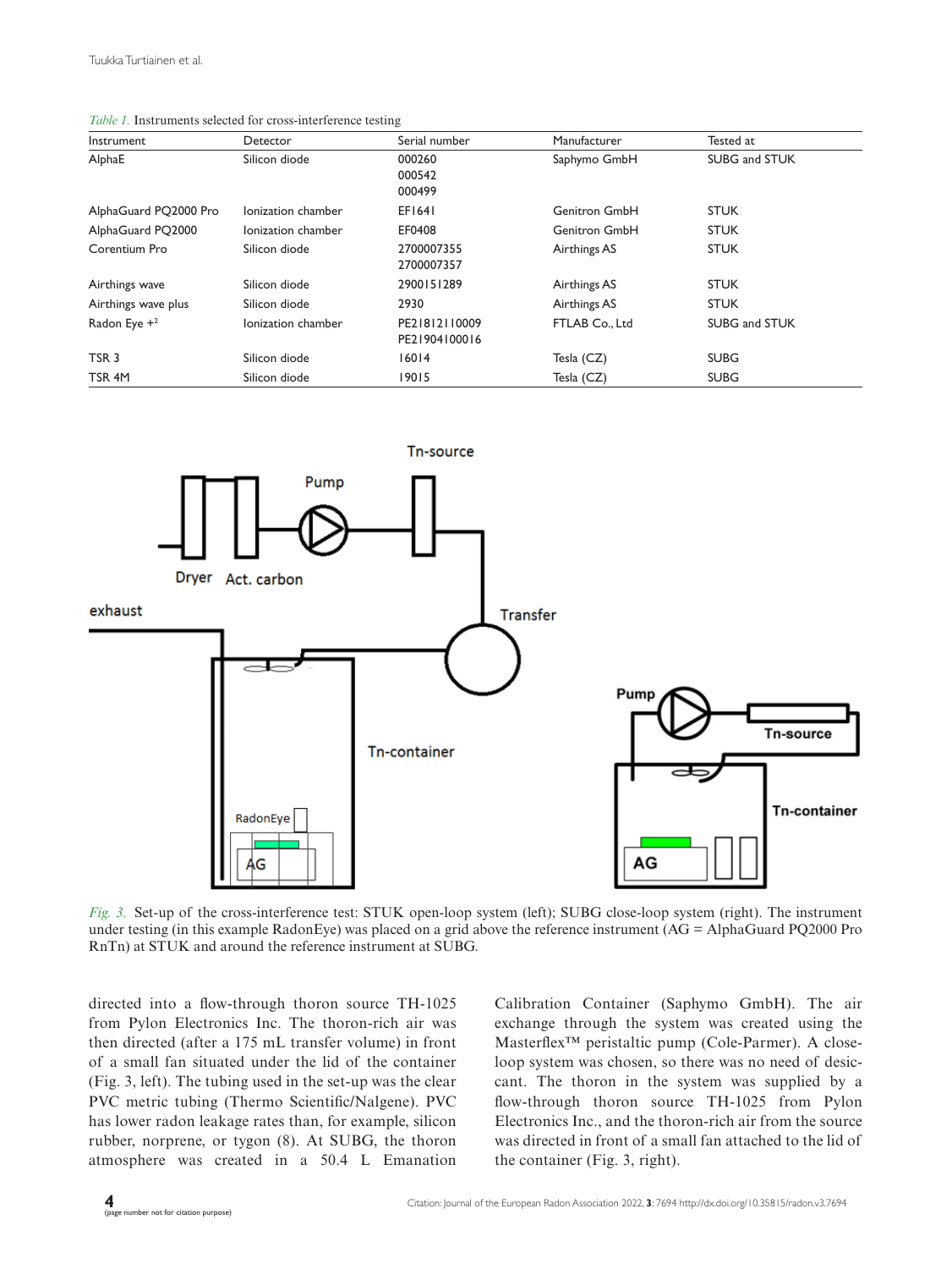*Table 1.* Instruments selected for cross-interference testing

| Instrument | Detector | Serial number | Manufacturer | Tested at |
|---|---|---|---|---|
| AlphaE | Silicon diode | 000260<br>000542<br>000499 | Saphymo GmbH | SUBG and STUK |
| AlphaGuard PQ2000 Pro | Ionization chamber | EF1641 | Genitron GmbH | STUK |
| AlphaGuard PQ2000 | Ionization chamber | EF0408 | Genitron GmbH | STUK |
| Corentium Pro | Silicon diode | 2700007355<br>2700007357 | Airthings AS | STUK |
| Airthings wave | Silicon diode | 2900151289 | Airthings AS | STUK |
| Airthings wave plus | Silicon diode | 2930 | Airthings AS | STUK |
| Radon Eye +[2] | Ionization chamber | PE21812110009<br>PE21904100016 | FTLAB Co., Ltd | SUBG and STUK |
| TSR 3 | Silicon diode | 16014 | Tesla (CZ) | SUBG |
| TSR 4M | Silicon diode | 19015 | Tesla (CZ) | SUBG |

*Fig. 3.* Set-up of the cross-interference test: STUK open-loop system (left); SUBG close-loop system (right). The instrument under testing (in this example RadonEye) was placed on a grid above the reference instrument (AG = AlphaGuard PQ2000 Pro RnTn) at STUK and around the reference instrument at SUBG.

directed into a flow-through thoron source TH-1025 from Pylon Electronics Inc. The thoron-rich air was then directed (after a 175 mL transfer volume) in front of a small fan situated under the lid of the container (Fig. 3, left). The tubing used in the set-up was the clear PVC metric tubing (Thermo Scientific/Nalgene). PVC has lower radon leakage rates than, for example, silicon rubber, norprene, or tygon (8). At SUBG, the thoron atmosphere was created in a 50.4 L Emanation Calibration Container (Saphymo GmbH). The air exchange through the system was created using the Masterflex™ peristaltic pump (Cole-Parmer). A close-loop system was chosen, so there was no need of desiccant. The thoron in the system was supplied by a flow-through thoron source TH-1025 from Pylon Electronics Inc., and the thoron-rich air from the source was directed in front of a small fan attached to the lid of the container (Fig. 3, right).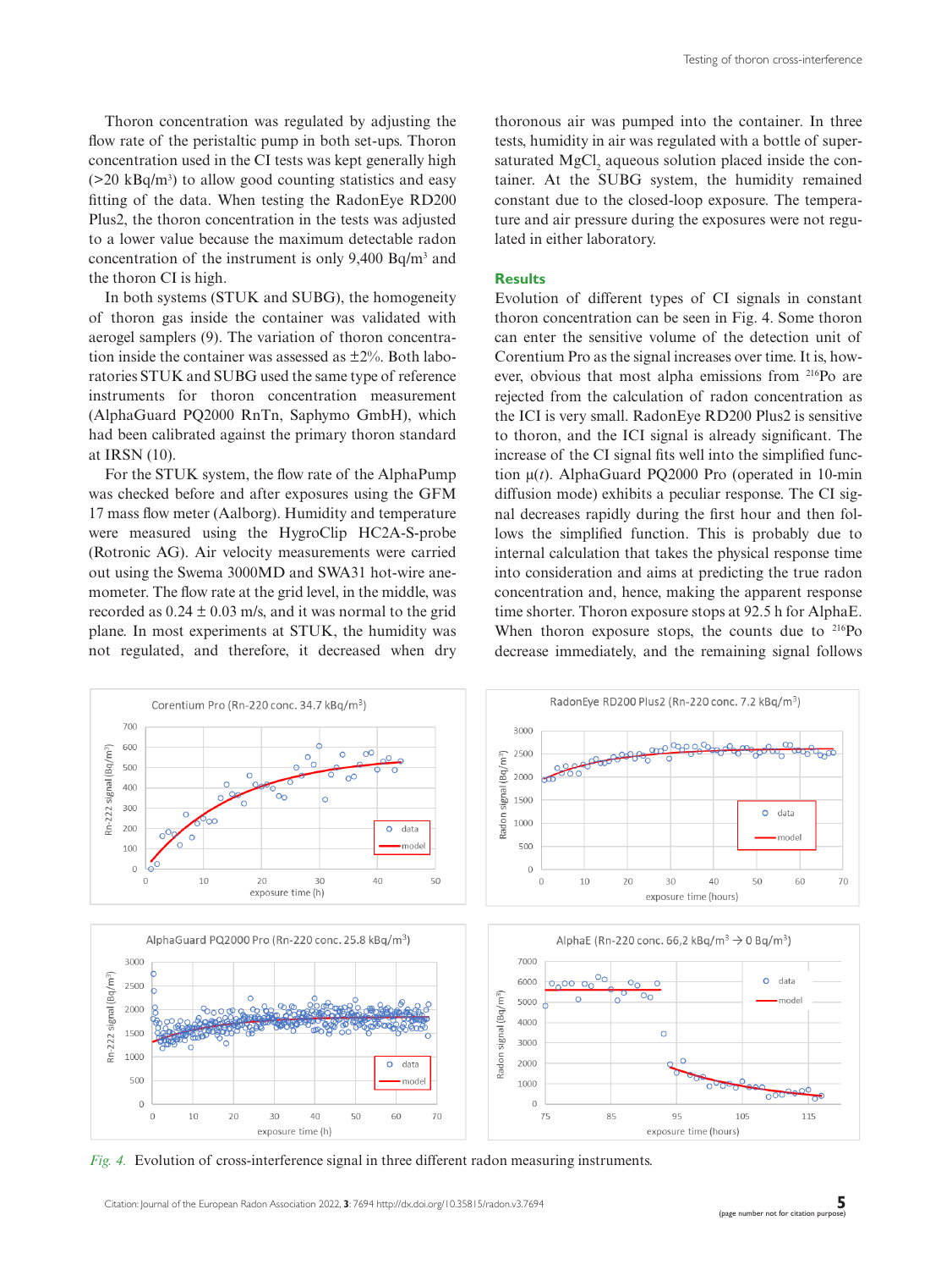Thoron concentration was regulated by adjusting the flow rate of the peristaltic pump in both set-ups. Thoron concentration used in the CI tests was kept generally high (>20 kBq/m³) to allow good counting statistics and easy fitting of the data. When testing the RadonEye RD200 Plus2, the thoron concentration in the tests was adjusted to a lower value because the maximum detectable radon concentration of the instrument is only 9,400 Bq/m³ and the thoron CI is high.

In both systems (STUK and SUBG), the homogeneity of thoron gas inside the container was validated with aerogel samplers (9). The variation of thoron concentration inside the container was assessed as ±2%. Both laboratories STUK and SUBG used the same type of reference instruments for thoron concentration measurement (AlphaGuard PQ2000 RnTn, Saphymo GmbH), which had been calibrated against the primary thoron standard at IRSN (10).

For the STUK system, the flow rate of the AlphaPump was checked before and after exposures using the GFM 17 mass flow meter (Aalborg). Humidity and temperature were measured using the HygroClip HC2A-S-probe (Rotronic AG). Air velocity measurements were carried out using the Swema 3000MD and SWA31 hot-wire anemometer. The flow rate at the grid level, in the middle, was recorded as 0.24 ± 0.03 m/s, and it was normal to the grid plane. In most experiments at STUK, the humidity was not regulated, and therefore, it decreased when dry thoronous air was pumped into the container. In three tests, humidity in air was regulated with a bottle of supersaturated $MgCl_2$ aqueous solution placed inside the container. At the SUBG system, the humidity remained constant due to the closed-loop exposure. The temperature and air pressure during the exposures were not regulated in either laboratory.

## Results

Evolution of different types of CI signals in constant thoron concentration can be seen in Fig. 4. Some thoron can enter the sensitive volume of the detection unit of Corentium Pro as the signal increases over time. It is, however, obvious that most alpha emissions from $^{216}$Po are rejected from the calculation of radon concentration as the ICI is very small. RadonEye RD200 Plus2 is sensitive to thoron, and the ICI signal is already significant. The increase of the CI signal fits well into the simplified function $\mu(t)$. AlphaGuard PQ2000 Pro (operated in 10-min diffusion mode) exhibits a peculiar response. The CI signal decreases rapidly during the first hour and then follows the simplified function. This is probably due to internal calculation that takes the physical response time into consideration and aims at predicting the true radon concentration and, hence, making the apparent response time shorter. Thoron exposure stops at 92.5 h for AlphaE. When thoron exposure stops, the counts due to $^{216}$Po decrease immediately, and the remaining signal follows

*Fig. 4.* Evolution of cross-interference signal in three different radon measuring instruments.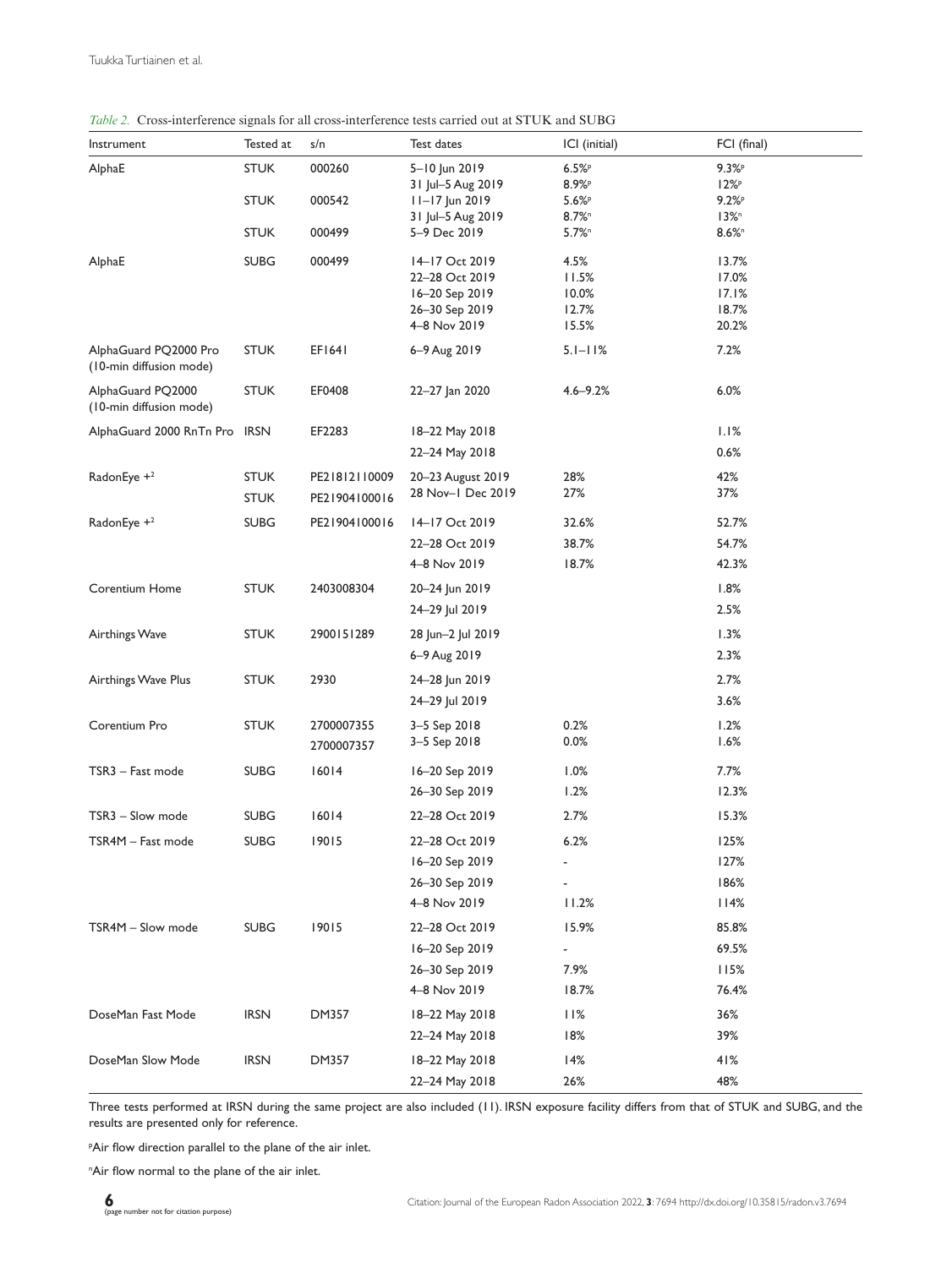*Table 2.* Cross-interference signals for all cross-interference tests carried out at STUK and SUBG

| Instrument | Tested at | s/n | Test dates | ICI (initial) | FCI (final) |
|---|---|---|---|---|---|
| AlphaE | STUK | 000260 | 5–10 Jun 2019 | 6.5%[p] | 9.3%[p] |
| | | | 31 Jul–5 Aug 2019 | 8.9%[p] | 12%[p] |
| | STUK | 000542 | 11–17 Jun 2019 | 5.6%[p] | 9.2%[p] |
| | | | 31 Jul–5 Aug 2019 | 8.7%[n] | 13%[n] |
| | STUK | 000499 | 5–9 Dec 2019 | 5.7%[n] | 8.6%[n] |
| AlphaE | SUBG | 000499 | 14–17 Oct 2019 | 4.5% | 13.7% |
| | | | 22–28 Oct 2019 | 11.5% | 17.0% |
| | | | 16–20 Sep 2019 | 10.0% | 17.1% |
| | | | 26–30 Sep 2019 | 12.7% | 18.7% |
| | | | 4–8 Nov 2019 | 15.5% | 20.2% |
| AlphaGuard PQ2000 Pro (10-min diffusion mode) | STUK | EF1641 | 6–9 Aug 2019 | 5.1–11% | 7.2% |
| AlphaGuard PQ2000 (10-min diffusion mode) | STUK | EF0408 | 22–27 Jan 2020 | 4.6–9.2% | 6.0% |
| AlphaGuard 2000 RnTn Pro | IRSN | EF2283 | 18–22 May 2018 | | 1.1% |
| | | | 22–24 May 2018 | | 0.6% |
| RadonEye +[2] | STUK | PE21812110009 | 20–23 August 2019 | 28% | 42% |
| | STUK | PE21904100016 | 28 Nov–1 Dec 2019 | 27% | 37% |
| RadonEye +[2] | SUBG | PE21904100016 | 14–17 Oct 2019 | 32.6% | 52.7% |
| | | | 22–28 Oct 2019 | 38.7% | 54.7% |
| | | | 4–8 Nov 2019 | 18.7% | 42.3% |
| Corentium Home | STUK | 2403008304 | 20–24 Jun 2019 | | 1.8% |
| | | | 24–29 Jul 2019 | | 2.5% |
| Airthings Wave | STUK | 2900151289 | 28 Jun–2 Jul 2019 | | 1.3% |
| | | | 6–9 Aug 2019 | | 2.3% |
| Airthings Wave Plus | STUK | 2930 | 24–28 Jun 2019 | | 2.7% |
| | | | 24–29 Jul 2019 | | 3.6% |
| Corentium Pro | STUK | 2700007355 | 3–5 Sep 2018 | 0.2% | 1.2% |
| | | 2700007357 | 3–5 Sep 2018 | 0.0% | 1.6% |
| TSR3 – Fast mode | SUBG | 16014 | 16–20 Sep 2019 | 1.0% | 7.7% |
| | | | 26–30 Sep 2019 | 1.2% | 12.3% |
| TSR3 – Slow mode | SUBG | 16014 | 22–28 Oct 2019 | 2.7% | 15.3% |
| TSR4M – Fast mode | SUBG | 19015 | 22–28 Oct 2019 | 6.2% | 125% |
| | | | 16–20 Sep 2019 | - | 127% |
| | | | 26–30 Sep 2019 | - | 186% |
| | | | 4–8 Nov 2019 | 11.2% | 114% |
| TSR4M – Slow mode | SUBG | 19015 | 22–28 Oct 2019 | 15.9% | 85.8% |
| | | | 16–20 Sep 2019 | - | 69.5% |
| | | | 26–30 Sep 2019 | 7.9% | 115% |
| | | | 4–8 Nov 2019 | 18.7% | 76.4% |
| DoseMan Fast Mode | IRSN | DM357 | 18–22 May 2018 | 11% | 36% |
| | | | 22–24 May 2018 | 18% | 39% |
| DoseMan Slow Mode | IRSN | DM357 | 18–22 May 2018 | 14% | 41% |
| | | | 22–24 May 2018 | 26% | 48% |

Three tests performed at IRSN during the same project are also included (11). IRSN exposure facility differs from that of STUK and SUBG, and the results are presented only for reference.

[p]Air flow direction parallel to the plane of the air inlet.

[n]Air flow normal to the plane of the air inlet.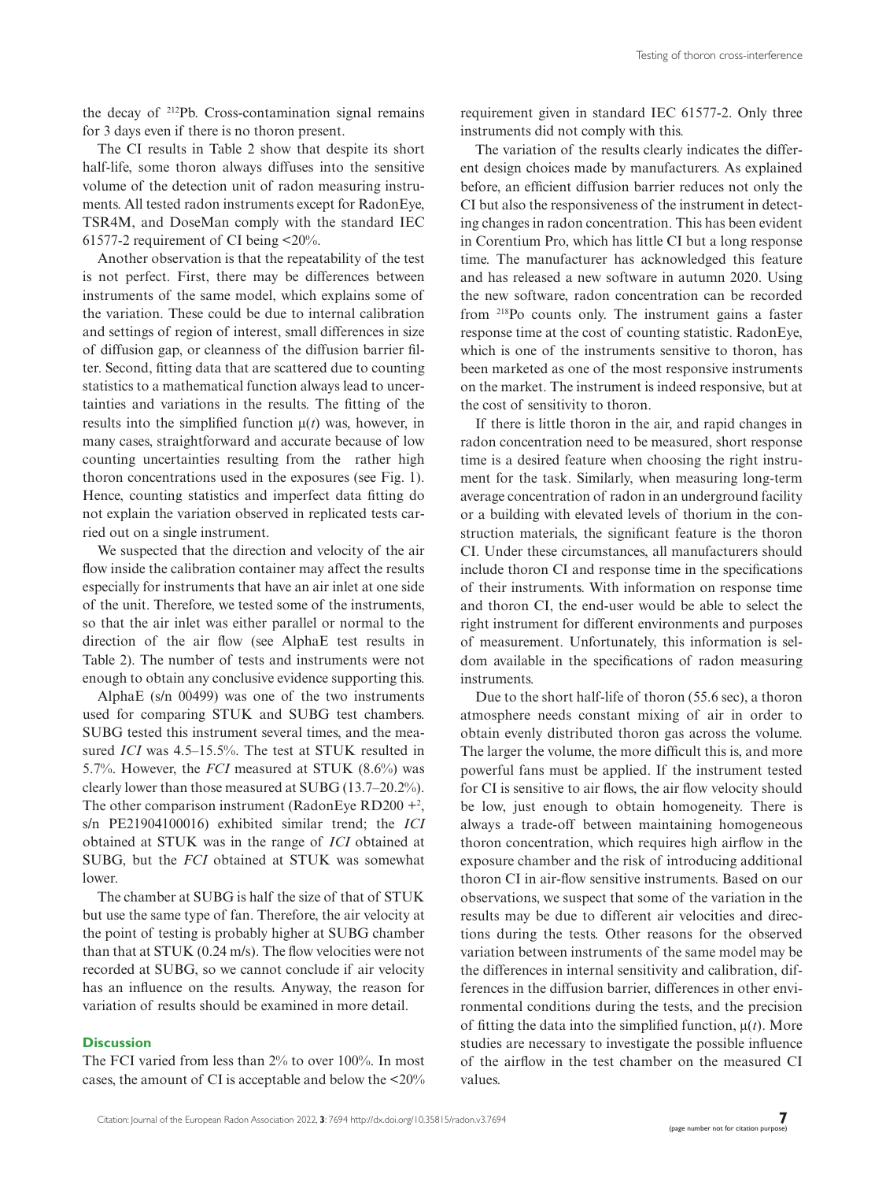the decay of $^{212}$Pb. Cross-contamination signal remains for 3 days even if there is no thoron present.

The CI results in Table 2 show that despite its short half-life, some thoron always diffuses into the sensitive volume of the detection unit of radon measuring instruments. All tested radon instruments except for RadonEye, TSR4M, and DoseMan comply with the standard IEC 61577-2 requirement of CI being <20%.

Another observation is that the repeatability of the test is not perfect. First, there may be differences between instruments of the same model, which explains some of the variation. These could be due to internal calibration and settings of region of interest, small differences in size of diffusion gap, or cleanness of the diffusion barrier filter. Second, fitting data that are scattered due to counting statistics to a mathematical function always lead to uncertainties and variations in the results. The fitting of the results into the simplified function $\mu(t)$ was, however, in many cases, straightforward and accurate because of low counting uncertainties resulting from the rather high thoron concentrations used in the exposures (see Fig. 1). Hence, counting statistics and imperfect data fitting do not explain the variation observed in replicated tests carried out on a single instrument.

We suspected that the direction and velocity of the air flow inside the calibration container may affect the results especially for instruments that have an air inlet at one side of the unit. Therefore, we tested some of the instruments, so that the air inlet was either parallel or normal to the direction of the air flow (see AlphaE test results in Table 2). The number of tests and instruments were not enough to obtain any conclusive evidence supporting this.

AlphaE (s/n 00499) was one of the two instruments used for comparing STUK and SUBG test chambers. SUBG tested this instrument several times, and the measured *ICI* was 4.5–15.5%. The test at STUK resulted in 5.7%. However, the *FCI* measured at STUK (8.6%) was clearly lower than those measured at SUBG (13.7–20.2%). The other comparison instrument (RadonEye RD200 +[2], s/n PE21904100016) exhibited similar trend; the *ICI* obtained at STUK was in the range of *ICI* obtained at SUBG, but the *FCI* obtained at STUK was somewhat lower.

The chamber at SUBG is half the size of that of STUK but use the same type of fan. Therefore, the air velocity at the point of testing is probably higher at SUBG chamber than that at STUK (0.24 m/s). The flow velocities were not recorded at SUBG, so we cannot conclude if air velocity has an influence on the results. Anyway, the reason for variation of results should be examined in more detail.

## Discussion

The FCI varied from less than 2% to over 100%. In most cases, the amount of CI is acceptable and below the <20% requirement given in standard IEC 61577-2. Only three instruments did not comply with this.

The variation of the results clearly indicates the different design choices made by manufacturers. As explained before, an efficient diffusion barrier reduces not only the CI but also the responsiveness of the instrument in detecting changes in radon concentration. This has been evident in Corentium Pro, which has little CI but a long response time. The manufacturer has acknowledged this feature and has released a new software in autumn 2020. Using the new software, radon concentration can be recorded from $^{218}$Po counts only. The instrument gains a faster response time at the cost of counting statistic. RadonEye, which is one of the instruments sensitive to thoron, has been marketed as one of the most responsive instruments on the market. The instrument is indeed responsive, but at the cost of sensitivity to thoron.

If there is little thoron in the air, and rapid changes in radon concentration need to be measured, short response time is a desired feature when choosing the right instrument for the task. Similarly, when measuring long-term average concentration of radon in an underground facility or a building with elevated levels of thorium in the construction materials, the significant feature is the thoron CI. Under these circumstances, all manufacturers should include thoron CI and response time in the specifications of their instruments. With information on response time and thoron CI, the end-user would be able to select the right instrument for different environments and purposes of measurement. Unfortunately, this information is seldom available in the specifications of radon measuring instruments.

Due to the short half-life of thoron (55.6 sec), a thoron atmosphere needs constant mixing of air in order to obtain evenly distributed thoron gas across the volume. The larger the volume, the more difficult this is, and more powerful fans must be applied. If the instrument tested for CI is sensitive to air flows, the air flow velocity should be low, just enough to obtain homogeneity. There is always a trade-off between maintaining homogeneous thoron concentration, which requires high airflow in the exposure chamber and the risk of introducing additional thoron CI in air-flow sensitive instruments. Based on our observations, we suspect that some of the variation in the results may be due to different air velocities and directions during the tests. Other reasons for the observed variation between instruments of the same model may be the differences in internal sensitivity and calibration, differences in the diffusion barrier, differences in other environmental conditions during the tests, and the precision of fitting the data into the simplified function, $\mu(t)$. More studies are necessary to investigate the possible influence of the airflow in the test chamber on the measured CI values.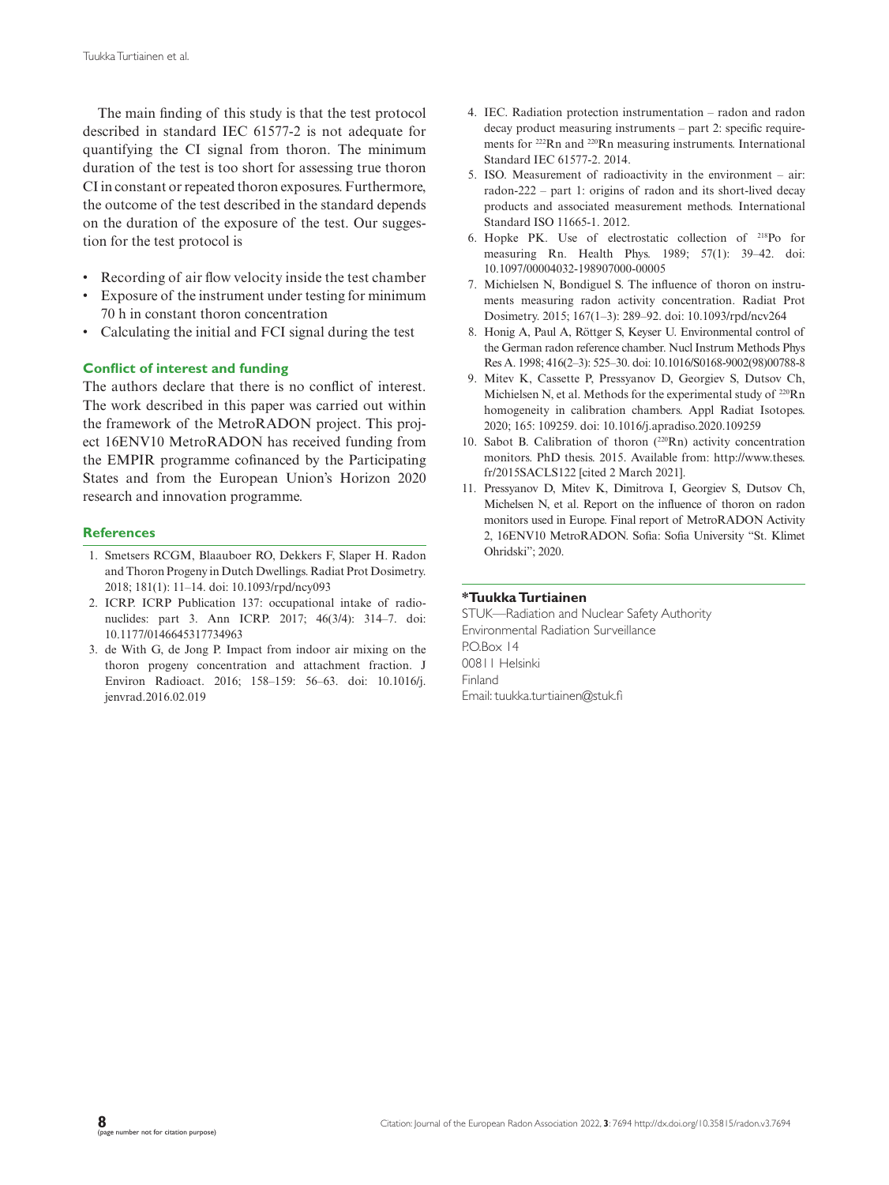The main finding of this study is that the test protocol described in standard IEC 61577-2 is not adequate for quantifying the CI signal from thoron. The minimum duration of the test is too short for assessing true thoron CI in constant or repeated thoron exposures. Furthermore, the outcome of the test described in the standard depends on the duration of the exposure of the test. Our suggestion for the test protocol is

- Recording of air flow velocity inside the test chamber
- Exposure of the instrument under testing for minimum 70 h in constant thoron concentration
- Calculating the initial and FCI signal during the test

## Conflict of interest and funding

The authors declare that there is no conflict of interest. The work described in this paper was carried out within the framework of the MetroRADON project. This project 16ENV10 MetroRADON has received funding from the EMPIR programme cofinanced by the Participating States and from the European Union's Horizon 2020 research and innovation programme.

## References

1. Smetsers RCGM, Blaauboer RO, Dekkers F, Slaper H. Radon and Thoron Progeny in Dutch Dwellings. Radiat Prot Dosimetry. 2018; 181(1): 11–14. doi: 10.1093/rpd/ncy093
2. ICRP. ICRP Publication 137: occupational intake of radionuclides: part 3. Ann ICRP. 2017; 46(3/4): 314–7. doi: 10.1177/0146645317734963
3. de With G, de Jong P. Impact from indoor air mixing on the thoron progeny concentration and attachment fraction. J Environ Radioact. 2016; 158–159: 56–63. doi: 10.1016/j.jenvrad.2016.02.019
4. IEC. Radiation protection instrumentation – radon and radon decay product measuring instruments – part 2: specific requirements for $^{222}$Rn and $^{220}$Rn measuring instruments. International Standard IEC 61577-2. 2014.
5. ISO. Measurement of radioactivity in the environment – air: radon-222 – part 1: origins of radon and its short-lived decay products and associated measurement methods. International Standard ISO 11665-1. 2012.
6. Hopke PK. Use of electrostatic collection of $^{218}$Po for measuring Rn. Health Phys. 1989; 57(1): 39–42. doi: 10.1097/00004032-198907000-00005
7. Michielsen N, Bondiguel S. The influence of thoron on instruments measuring radon activity concentration. Radiat Prot Dosimetry. 2015; 167(1–3): 289–92. doi: 10.1093/rpd/ncv264
8. Honig A, Paul A, Röttger S, Keyser U. Environmental control of the German radon reference chamber. Nucl Instrum Methods Phys Res A. 1998; 416(2–3): 525–30. doi: 10.1016/S0168-9002(98)00788-8
9. Mitev K, Cassette P, Pressyanov D, Georgiev S, Dutsov Ch, Michielsen N, et al. Methods for the experimental study of $^{220}$Rn homogeneity in calibration chambers. Appl Radiat Isotopes. 2020; 165: 109259. doi: 10.1016/j.apradiso.2020.109259
10. Sabot B. Calibration of thoron ($^{220}$Rn) activity concentration monitors. PhD thesis. 2015. Available from: http://www.theses.fr/2015SACLS122 [cited 2 March 2021].
11. Pressyanov D, Mitev K, Dimitrova I, Georgiev S, Dutsov Ch, Michelsen N, et al. Report on the influence of thoron on radon monitors used in Europe. Final report of MetroRADON Activity 2, 16ENV10 MetroRADON. Sofia: Sofia University "St. Klimet Ohridski"; 2020.

**\*Tuukka Turtiainen**
STUK—Radiation and Nuclear Safety Authority
Environmental Radiation Surveillance
P.O.Box 14
00811 Helsinki
Finland
Email: tuukka.turtiainen@stuk.fi